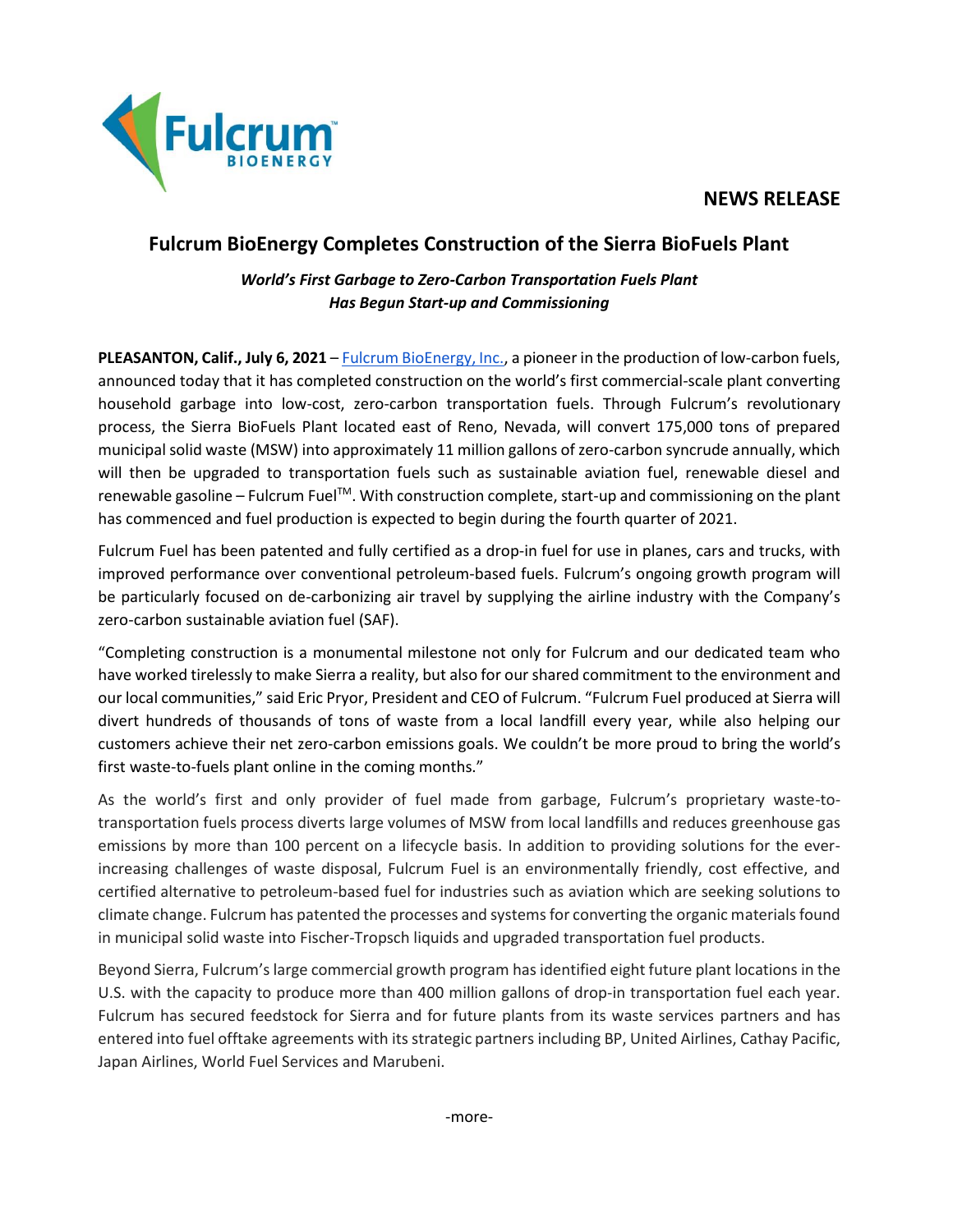Fulcrum BIOENERGY

**NEWS RELEASE**

# Fulcrum BioEnergy Completes Construction of the Sierra BioFuels Plant

***World's First Garbage to Zero-Carbon Transportation Fuels Plant Has Begun Start-up and Commissioning***

**PLEASANTON, Calif., July 6, 2021** – Fulcrum BioEnergy, Inc., a pioneer in the production of low-carbon fuels, announced today that it has completed construction on the world's first commercial-scale plant converting household garbage into low-cost, zero-carbon transportation fuels. Through Fulcrum's revolutionary process, the Sierra BioFuels Plant located east of Reno, Nevada, will convert 175,000 tons of prepared municipal solid waste (MSW) into approximately 11 million gallons of zero-carbon syncrude annually, which will then be upgraded to transportation fuels such as sustainable aviation fuel, renewable diesel and renewable gasoline – Fulcrum Fuel™. With construction complete, start-up and commissioning on the plant has commenced and fuel production is expected to begin during the fourth quarter of 2021.

Fulcrum Fuel has been patented and fully certified as a drop-in fuel for use in planes, cars and trucks, with improved performance over conventional petroleum-based fuels. Fulcrum's ongoing growth program will be particularly focused on de-carbonizing air travel by supplying the airline industry with the Company's zero-carbon sustainable aviation fuel (SAF).

"Completing construction is a monumental milestone not only for Fulcrum and our dedicated team who have worked tirelessly to make Sierra a reality, but also for our shared commitment to the environment and our local communities," said Eric Pryor, President and CEO of Fulcrum. "Fulcrum Fuel produced at Sierra will divert hundreds of thousands of tons of waste from a local landfill every year, while also helping our customers achieve their net zero-carbon emissions goals. We couldn't be more proud to bring the world's first waste-to-fuels plant online in the coming months."

As the world's first and only provider of fuel made from garbage, Fulcrum's proprietary waste-to-transportation fuels process diverts large volumes of MSW from local landfills and reduces greenhouse gas emissions by more than 100 percent on a lifecycle basis. In addition to providing solutions for the ever-increasing challenges of waste disposal, Fulcrum Fuel is an environmentally friendly, cost effective, and certified alternative to petroleum-based fuel for industries such as aviation which are seeking solutions to climate change. Fulcrum has patented the processes and systems for converting the organic materials found in municipal solid waste into Fischer-Tropsch liquids and upgraded transportation fuel products.

Beyond Sierra, Fulcrum's large commercial growth program has identified eight future plant locations in the U.S. with the capacity to produce more than 400 million gallons of drop-in transportation fuel each year. Fulcrum has secured feedstock for Sierra and for future plants from its waste services partners and has entered into fuel offtake agreements with its strategic partners including BP, United Airlines, Cathay Pacific, Japan Airlines, World Fuel Services and Marubeni.

-more-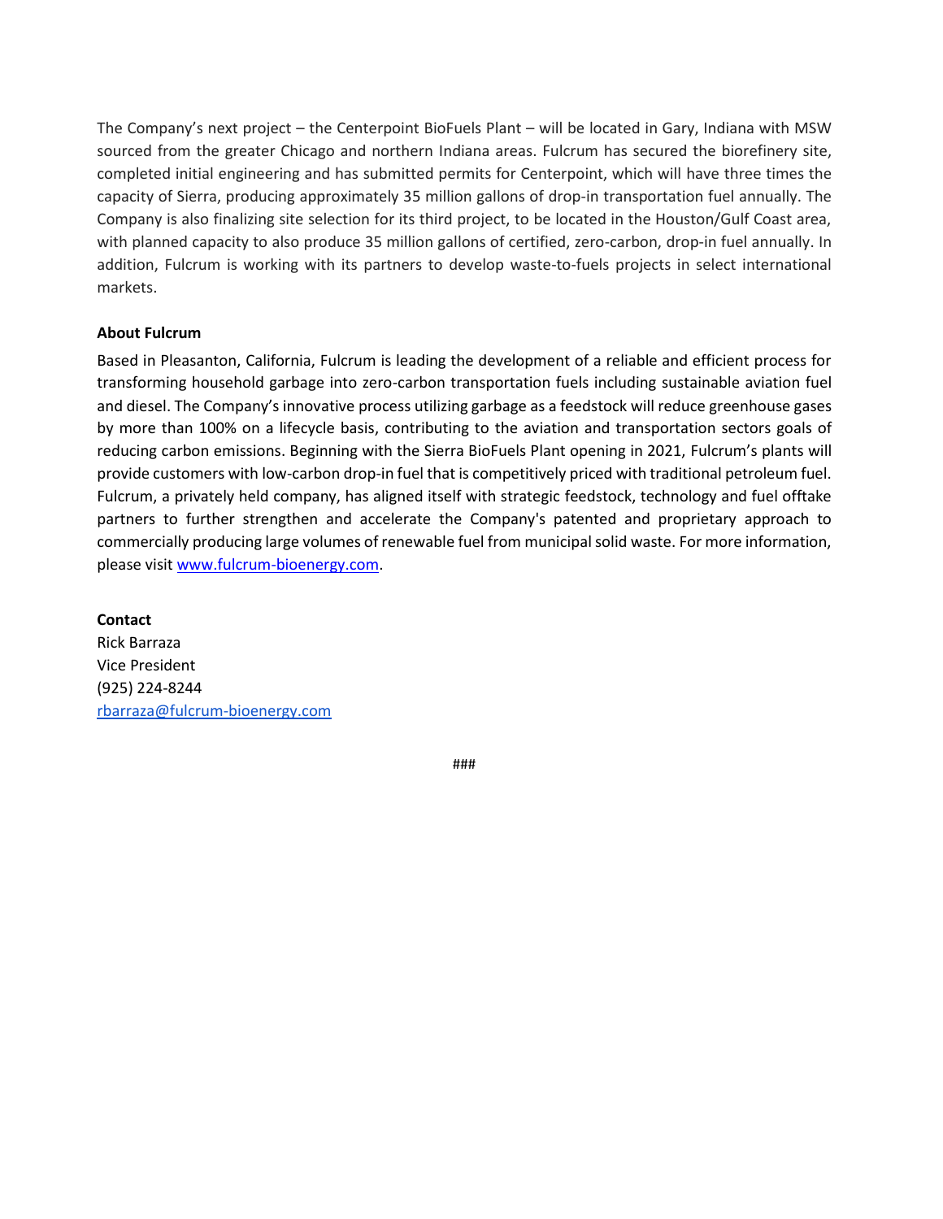The Company's next project – the Centerpoint BioFuels Plant – will be located in Gary, Indiana with MSW sourced from the greater Chicago and northern Indiana areas. Fulcrum has secured the biorefinery site, completed initial engineering and has submitted permits for Centerpoint, which will have three times the capacity of Sierra, producing approximately 35 million gallons of drop-in transportation fuel annually. The Company is also finalizing site selection for its third project, to be located in the Houston/Gulf Coast area, with planned capacity to also produce 35 million gallons of certified, zero-carbon, drop-in fuel annually. In addition, Fulcrum is working with its partners to develop waste-to-fuels projects in select international markets.

**About Fulcrum**

Based in Pleasanton, California, Fulcrum is leading the development of a reliable and efficient process for transforming household garbage into zero-carbon transportation fuels including sustainable aviation fuel and diesel. The Company's innovative process utilizing garbage as a feedstock will reduce greenhouse gases by more than 100% on a lifecycle basis, contributing to the aviation and transportation sectors goals of reducing carbon emissions. Beginning with the Sierra BioFuels Plant opening in 2021, Fulcrum's plants will provide customers with low-carbon drop-in fuel that is competitively priced with traditional petroleum fuel. Fulcrum, a privately held company, has aligned itself with strategic feedstock, technology and fuel offtake partners to further strengthen and accelerate the Company's patented and proprietary approach to commercially producing large volumes of renewable fuel from municipal solid waste. For more information, please visit [www.fulcrum-bioenergy.com](http://www.fulcrum-bioenergy.com).

**Contact**
Rick Barraza
Vice President
(925) 224-8244
[rbarraza@fulcrum-bioenergy.com](mailto:rbarraza@fulcrum-bioenergy.com)

###